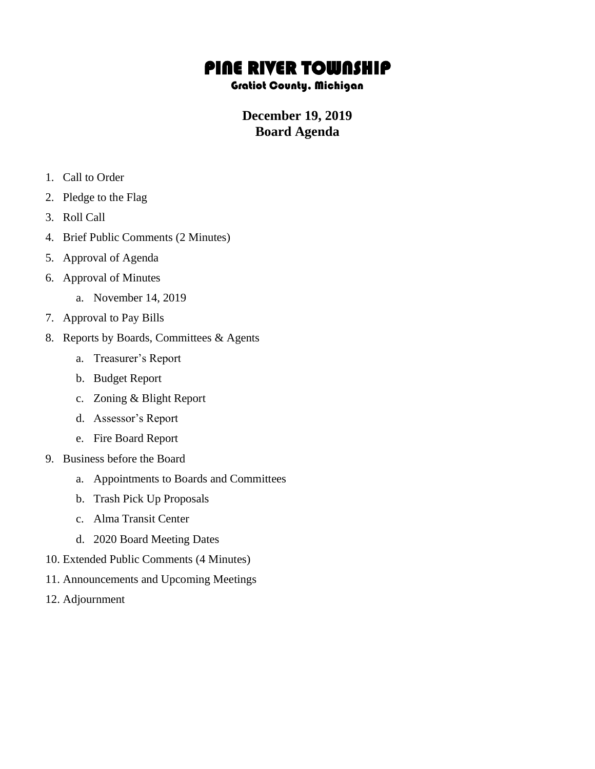# PINE RIVER TOWNSHIP

### Gratiot County, Michigan

## December 19, 2019
## Board Agenda

1. Call to Order
2. Pledge to the Flag
3. Roll Call
4. Brief Public Comments (2 Minutes)
5. Approval of Agenda
6. Approval of Minutes
    a. November 14, 2019
7. Approval to Pay Bills
8. Reports by Boards, Committees & Agents
    a. Treasurer's Report
    b. Budget Report
    c. Zoning & Blight Report
    d. Assessor's Report
    e. Fire Board Report
9. Business before the Board
    a. Appointments to Boards and Committees
    b. Trash Pick Up Proposals
    c. Alma Transit Center
    d. 2020 Board Meeting Dates
10. Extended Public Comments (4 Minutes)
11. Announcements and Upcoming Meetings
12. Adjournment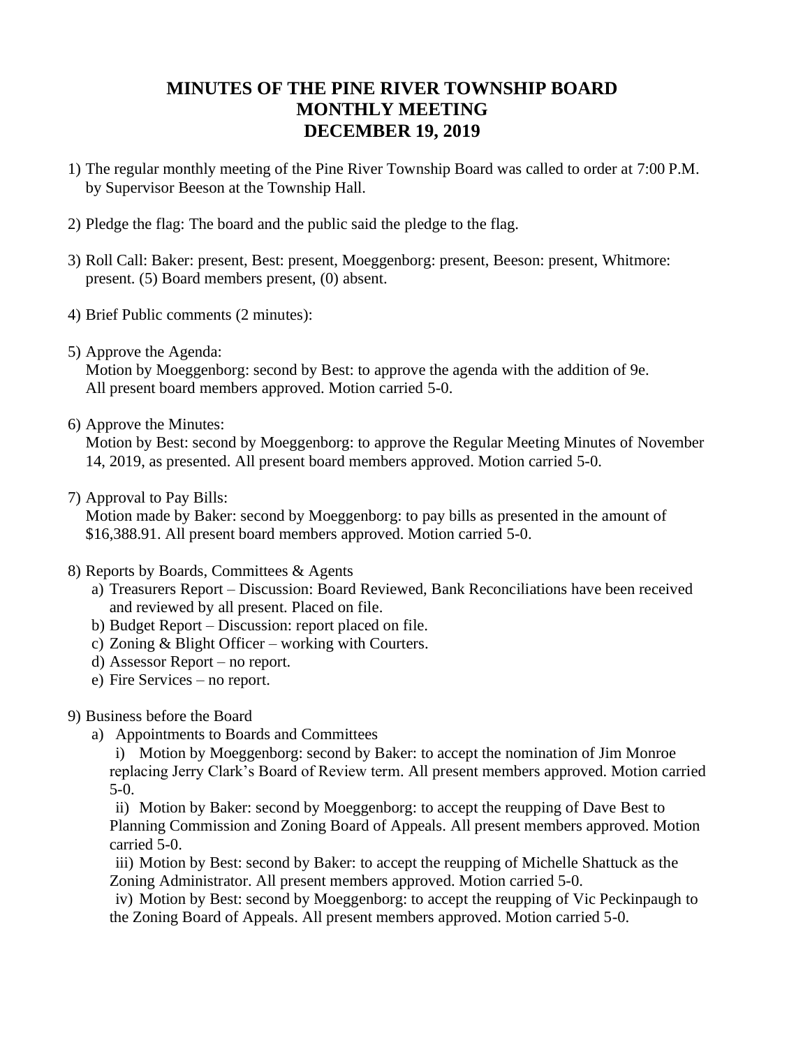# MINUTES OF THE PINE RIVER TOWNSHIP BOARD MONTHLY MEETING DECEMBER 19, 2019

1) The regular monthly meeting of the Pine River Township Board was called to order at 7:00 P.M. by Supervisor Beeson at the Township Hall.

2) Pledge the flag: The board and the public said the pledge to the flag.

3) Roll Call: Baker: present, Best: present, Moeggenborg: present, Beeson: present, Whitmore: present. (5) Board members present, (0) absent.

4) Brief Public comments (2 minutes):

5) Approve the Agenda:
   Motion by Moeggenborg: second by Best: to approve the agenda with the addition of 9e. All present board members approved. Motion carried 5-0.

6) Approve the Minutes:
   Motion by Best: second by Moeggenborg: to approve the Regular Meeting Minutes of November 14, 2019, as presented. All present board members approved. Motion carried 5-0.

7) Approval to Pay Bills:
   Motion made by Baker: second by Moeggenborg: to pay bills as presented in the amount of $16,388.91. All present board members approved. Motion carried 5-0.

8) Reports by Boards, Committees & Agents
   a) Treasurers Report – Discussion: Board Reviewed, Bank Reconciliations have been received and reviewed by all present. Placed on file.
   b) Budget Report – Discussion: report placed on file.
   c) Zoning & Blight Officer – working with Courters.
   d) Assessor Report – no report.
   e) Fire Services – no report.

9) Business before the Board
   a) Appointments to Boards and Committees
      i) Motion by Moeggenborg: second by Baker: to accept the nomination of Jim Monroe replacing Jerry Clark's Board of Review term. All present members approved. Motion carried 5-0.
      ii) Motion by Baker: second by Moeggenborg: to accept the reupping of Dave Best to Planning Commission and Zoning Board of Appeals. All present members approved. Motion carried 5-0.
      iii) Motion by Best: second by Baker: to accept the reupping of Michelle Shattuck as the Zoning Administrator. All present members approved. Motion carried 5-0.
      iv) Motion by Best: second by Moeggenborg: to accept the reupping of Vic Peckinpaugh to the Zoning Board of Appeals. All present members approved. Motion carried 5-0.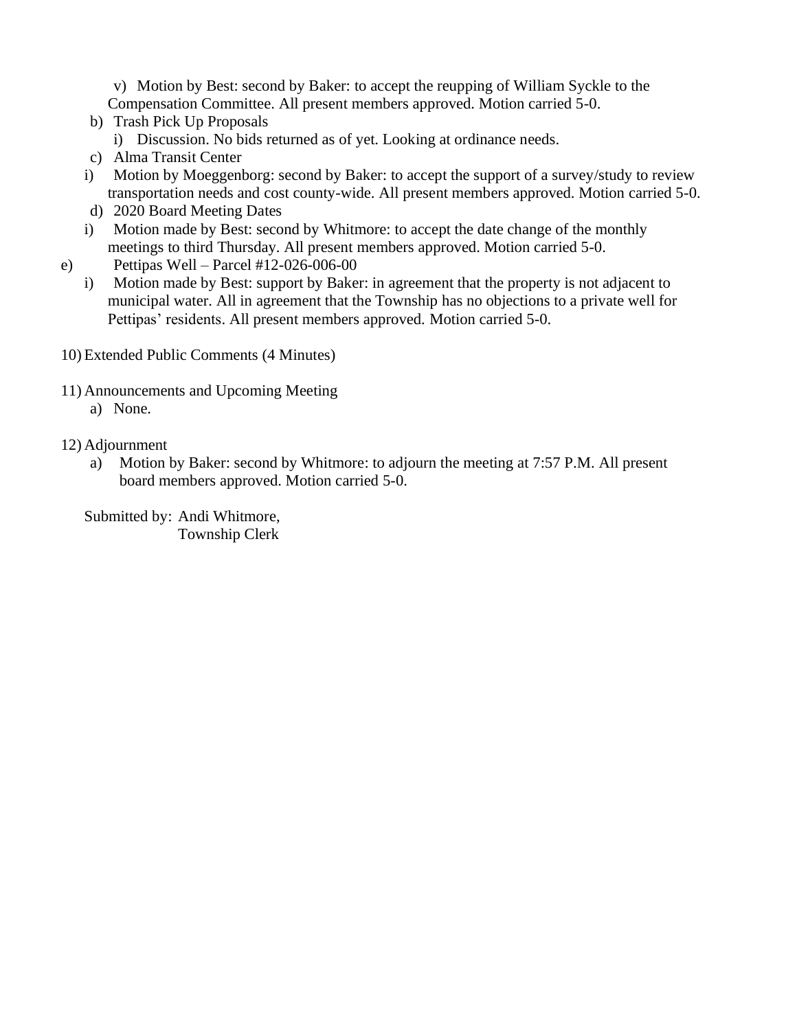v) Motion by Best: second by Baker: to accept the reupping of William Syckle to the Compensation Committee. All present members approved. Motion carried 5-0.

b) Trash Pick Up Proposals
   i) Discussion. No bids returned as of yet. Looking at ordinance needs.

c) Alma Transit Center
   i) Motion by Moeggenborg: second by Baker: to accept the support of a survey/study to review transportation needs and cost county-wide. All present members approved. Motion carried 5-0.

d) 2020 Board Meeting Dates
   i) Motion made by Best: second by Whitmore: to accept the date change of the monthly meetings to third Thursday. All present members approved. Motion carried 5-0.

e) Pettipas Well – Parcel #12-026-006-00
   i) Motion made by Best: support by Baker: in agreement that the property is not adjacent to municipal water. All in agreement that the Township has no objections to a private well for Pettipas' residents. All present members approved. Motion carried 5-0.

10) Extended Public Comments (4 Minutes)

11) Announcements and Upcoming Meeting
   a) None.

12) Adjournment
   a) Motion by Baker: second by Whitmore: to adjourn the meeting at 7:57 P.M. All present board members approved. Motion carried 5-0.

Submitted by: Andi Whitmore,
Township Clerk